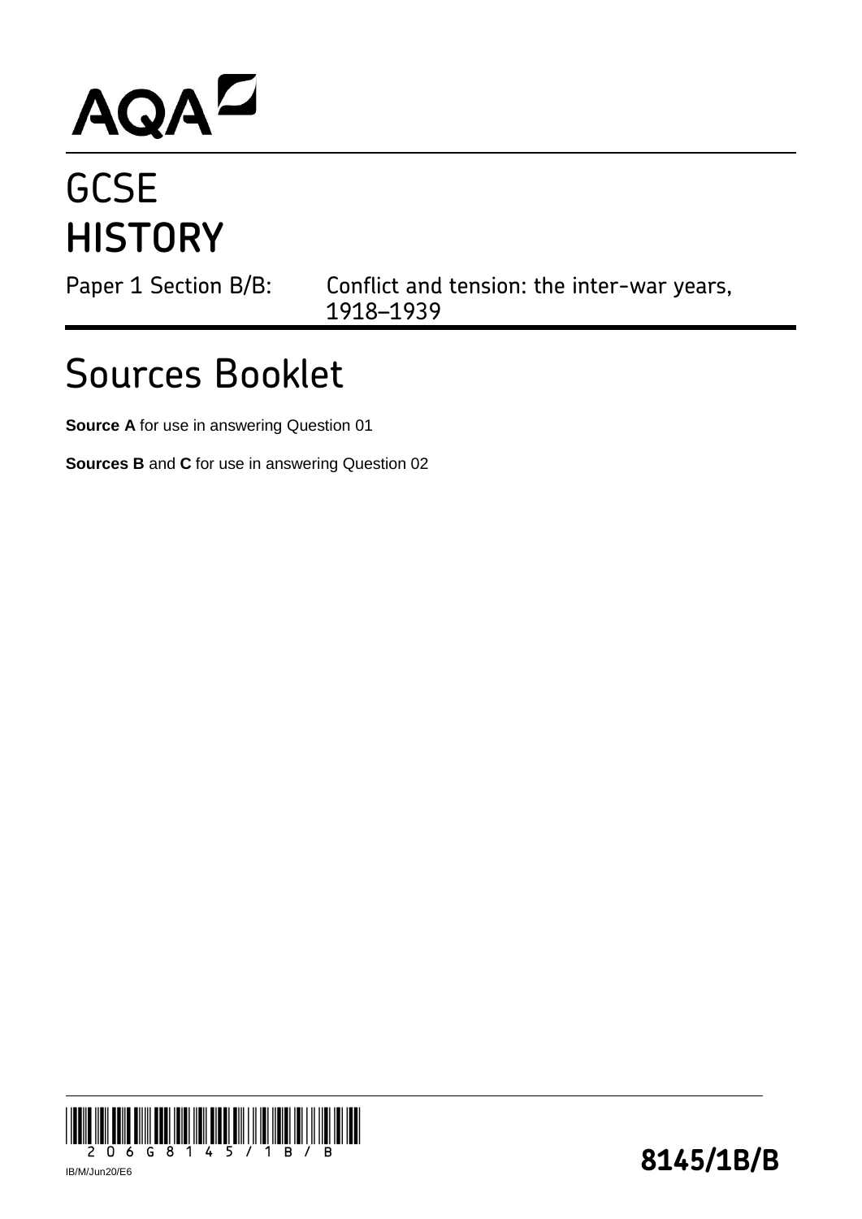AQA

# GCSE
# HISTORY

Paper 1 Section B/B: Conflict and tension: the inter-war years, 1918–1939

## Sources Booklet

**Source A** for use in answering Question 01

**Sources B** and **C** for use in answering Question 02

IB/M/Jun20/E6

**8145/1B/B**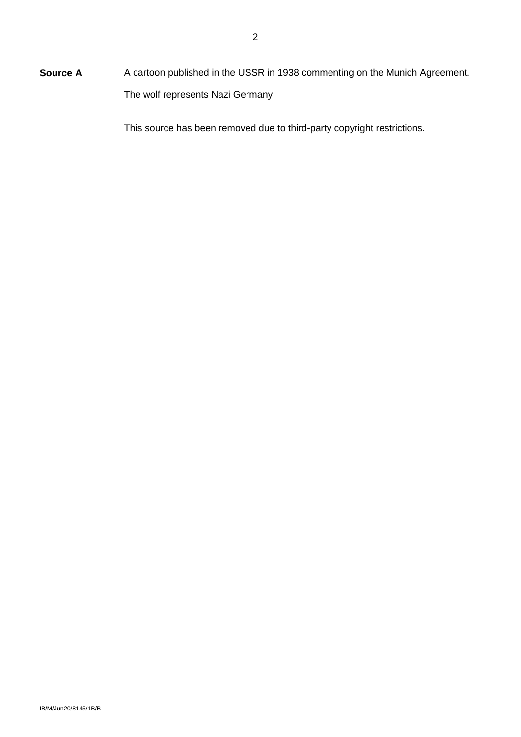**Source A** A cartoon published in the USSR in 1938 commenting on the Munich Agreement.

The wolf represents Nazi Germany.

This source has been removed due to third-party copyright restrictions.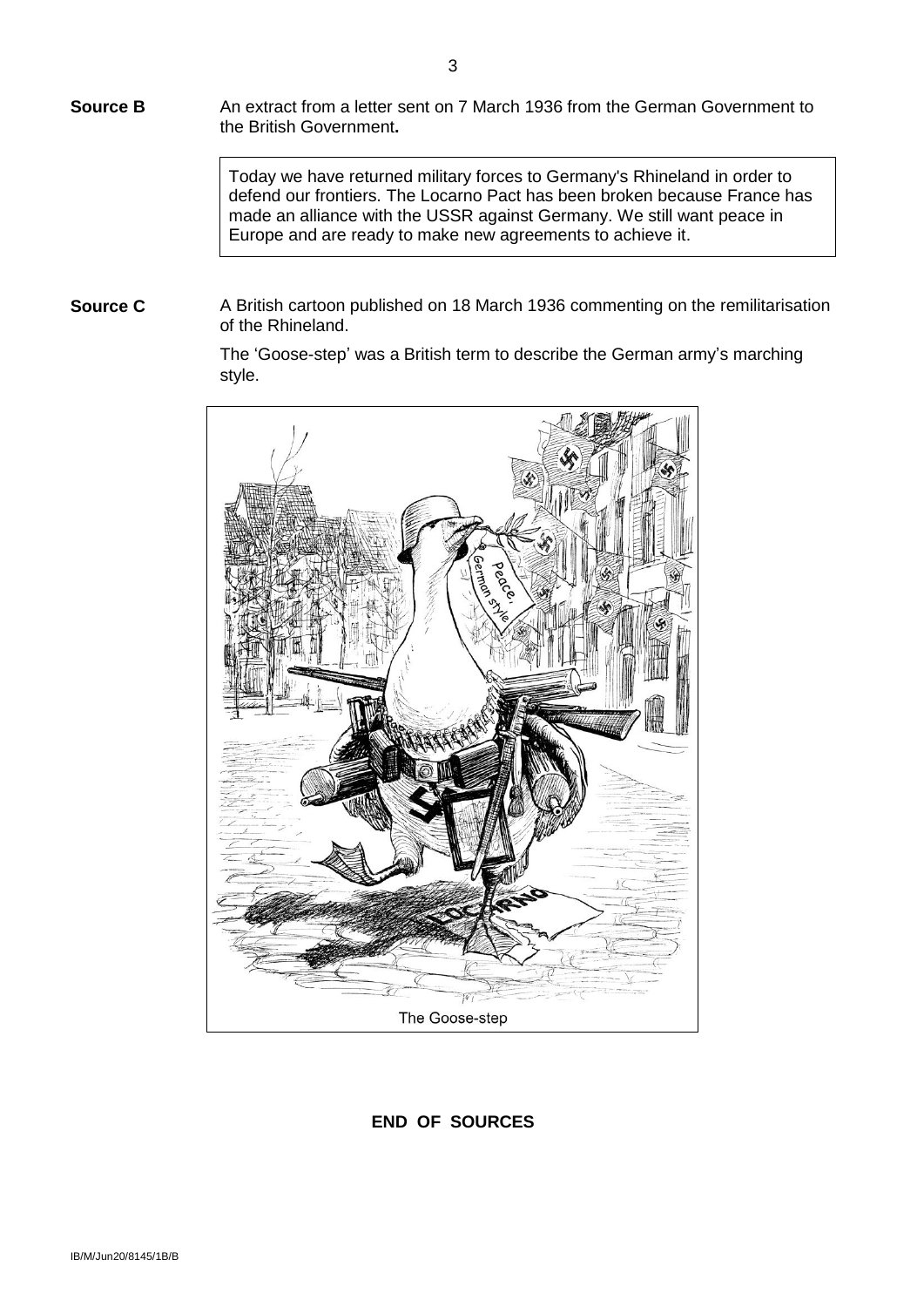**Source B** An extract from a letter sent on 7 March 1936 from the German Government to the British Government**.**

> Today we have returned military forces to Germany's Rhineland in order to defend our frontiers. The Locarno Pact has been broken because France has made an alliance with the USSR against Germany. We still want peace in Europe and are ready to make new agreements to achieve it.

**Source C** A British cartoon published on 18 March 1936 commenting on the remilitarisation of the Rhineland.

The 'Goose-step' was a British term to describe the German army's marching style.

The Goose-step

**END OF SOURCES**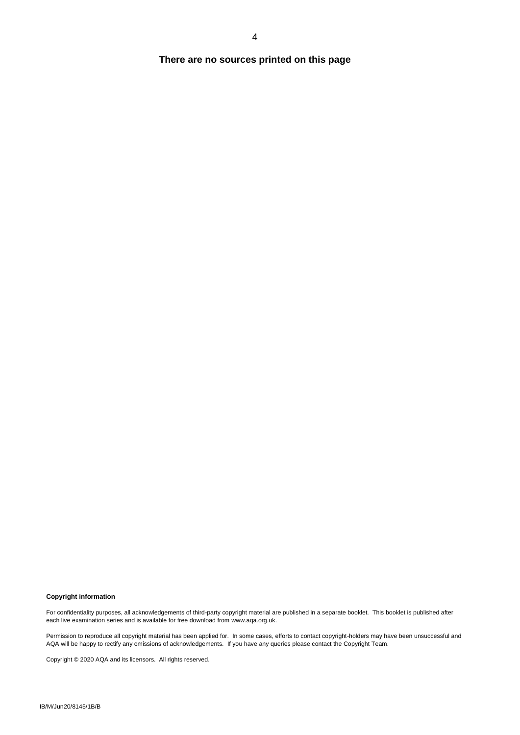**There are no sources printed on this page**

**Copyright information**

For confidentiality purposes, all acknowledgements of third-party copyright material are published in a separate booklet. This booklet is published after each live examination series and is available for free download from www.aqa.org.uk.

Permission to reproduce all copyright material has been applied for. In some cases, efforts to contact copyright-holders may have been unsuccessful and AQA will be happy to rectify any omissions of acknowledgements. If you have any queries please contact the Copyright Team.

Copyright © 2020 AQA and its licensors. All rights reserved.

IB/M/Jun20/8145/1B/B